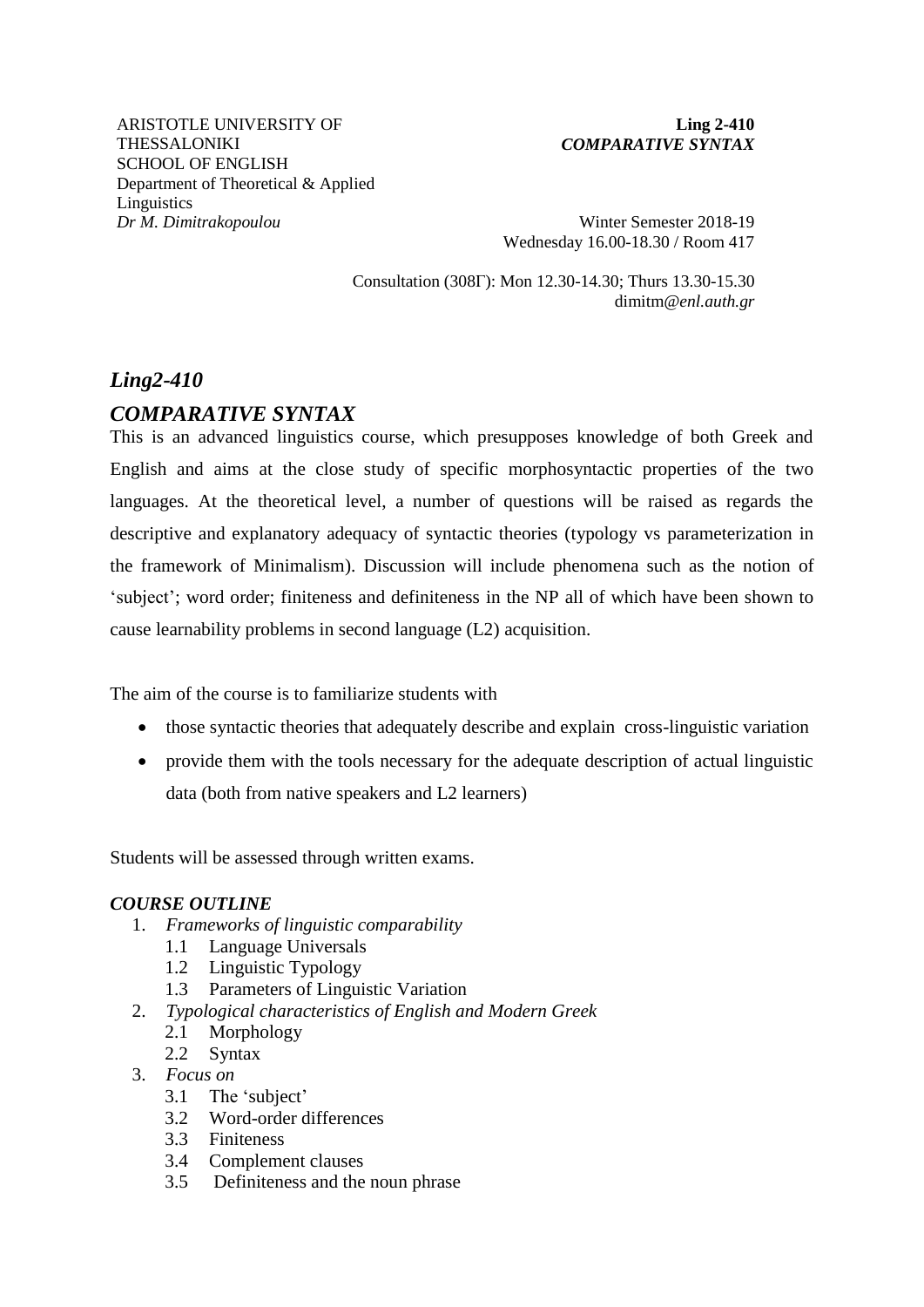ARISTOTLE UNIVERSITY OF THESSALONIKI
SCHOOL OF ENGLISH
Department of Theoretical & Applied Linguistics
*Dr M. Dimitrakopoulou*

**Ling 2-410**
***COMPARATIVE SYNTAX***

Winter Semester 2018-19
Wednesday 16.00-18.30 / Room 417

Consultation (308Γ): Mon 12.30-14.30; Thurs 13.30-15.30
dimitm@*enl.auth.gr*

## *Ling2-410*

## *COMPARATIVE SYNTAX*

This is an advanced linguistics course, which presupposes knowledge of both Greek and English and aims at the close study of specific morphosyntactic properties of the two languages. At the theoretical level, a number of questions will be raised as regards the descriptive and explanatory adequacy of syntactic theories (typology vs parameterization in the framework of Minimalism). Discussion will include phenomena such as the notion of 'subject'; word order; finiteness and definiteness in the NP all of which have been shown to cause learnability problems in second language (L2) acquisition.

The aim of the course is to familiarize students with

- those syntactic theories that adequately describe and explain cross-linguistic variation
- provide them with the tools necessary for the adequate description of actual linguistic data (both from native speakers and L2 learners)

Students will be assessed through written exams.

### *COURSE OUTLINE*

1. *Frameworks of linguistic comparability*
   - 1.1 Language Universals
   - 1.2 Linguistic Typology
   - 1.3 Parameters of Linguistic Variation
2. *Typological characteristics of English and Modern Greek*
   - 2.1 Morphology
   - 2.2 Syntax
3. *Focus on*
   - 3.1 The 'subject'
   - 3.2 Word-order differences
   - 3.3 Finiteness
   - 3.4 Complement clauses
   - 3.5 Definiteness and the noun phrase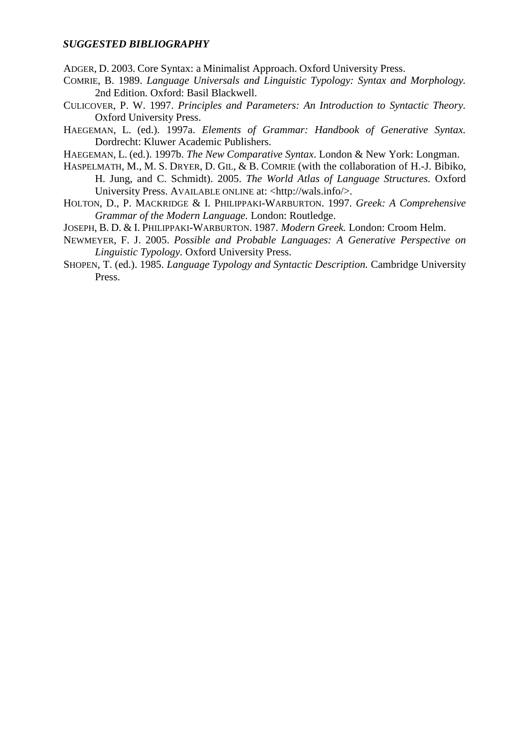***SUGGESTED BIBLIOGRAPHY***

ADGER, D. 2003. Core Syntax: a Minimalist Approach. Oxford University Press.

COMRIE, B. 1989. *Language Universals and Linguistic Typology: Syntax and Morphology.* 2nd Edition. Oxford: Basil Blackwell.

CULICOVER, P. W. 1997. *Principles and Parameters: An Introduction to Syntactic Theory.* Oxford University Press.

HAEGEMAN, L. (ed.). 1997a. *Elements of Grammar: Handbook of Generative Syntax.* Dordrecht: Kluwer Academic Publishers.

HAEGEMAN, L. (ed.). 1997b. *The New Comparative Syntax*. London & New York: Longman.

HASPELMATH, M., M. S. DRYER, D. GIL, & B. COMRIE (with the collaboration of H.-J. Bibiko, H. Jung, and C. Schmidt). 2005. *The World Atlas of Language Structures.* Oxford University Press. AVAILABLE ONLINE at: <http://wals.info/>.

HOLTON, D., P. MACKRIDGE & I. PHILIPPAKI-WARBURTON. 1997. *Greek: A Comprehensive Grammar of the Modern Language.* London: Routledge.

JOSEPH, B. D. & I. PHILIPPAKI-WARBURTON. 1987. *Modern Greek.* London: Croom Helm.

NEWMEYER, F. J. 2005. *Possible and Probable Languages: A Generative Perspective on Linguistic Typology.* Oxford University Press.

SHOPEN, T. (ed.). 1985. *Language Typology and Syntactic Description.* Cambridge University Press.